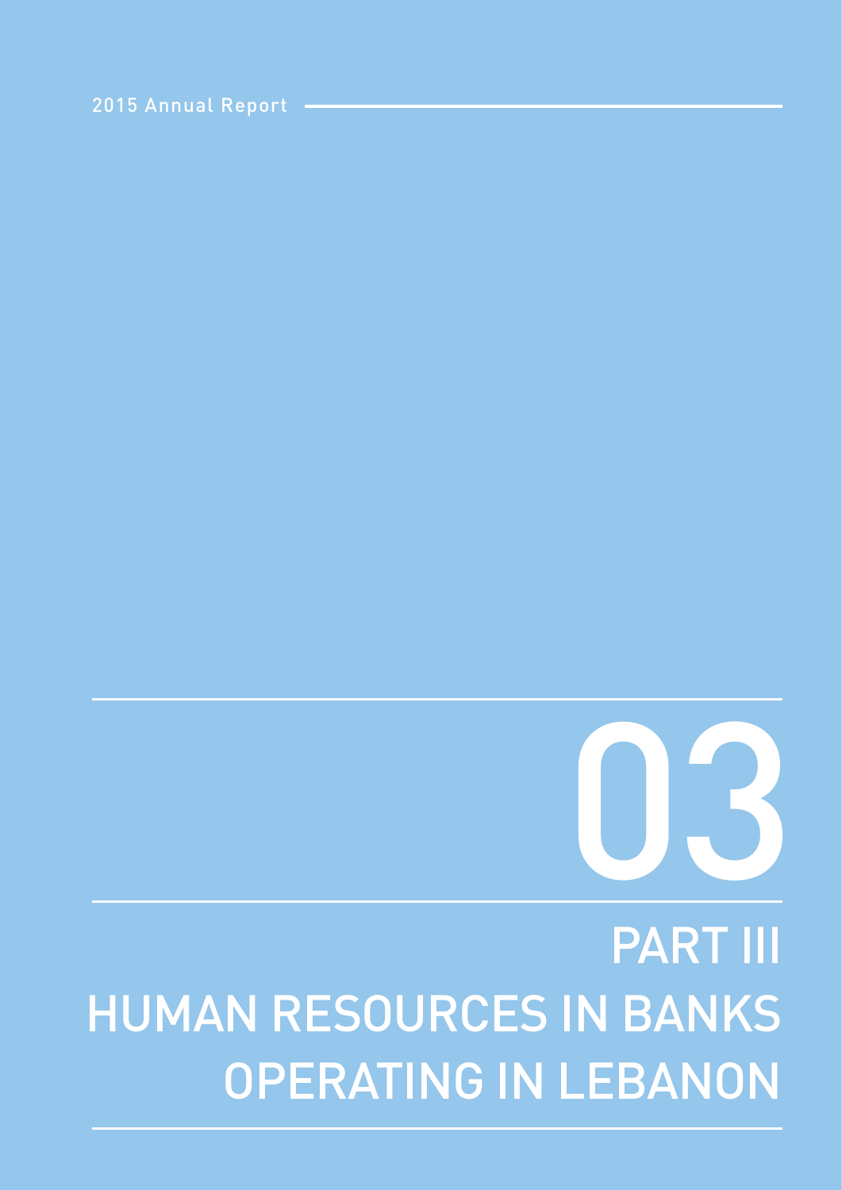# 03

# PART III
# HUMAN RESOURCES IN BANKS OPERATING IN LEBANON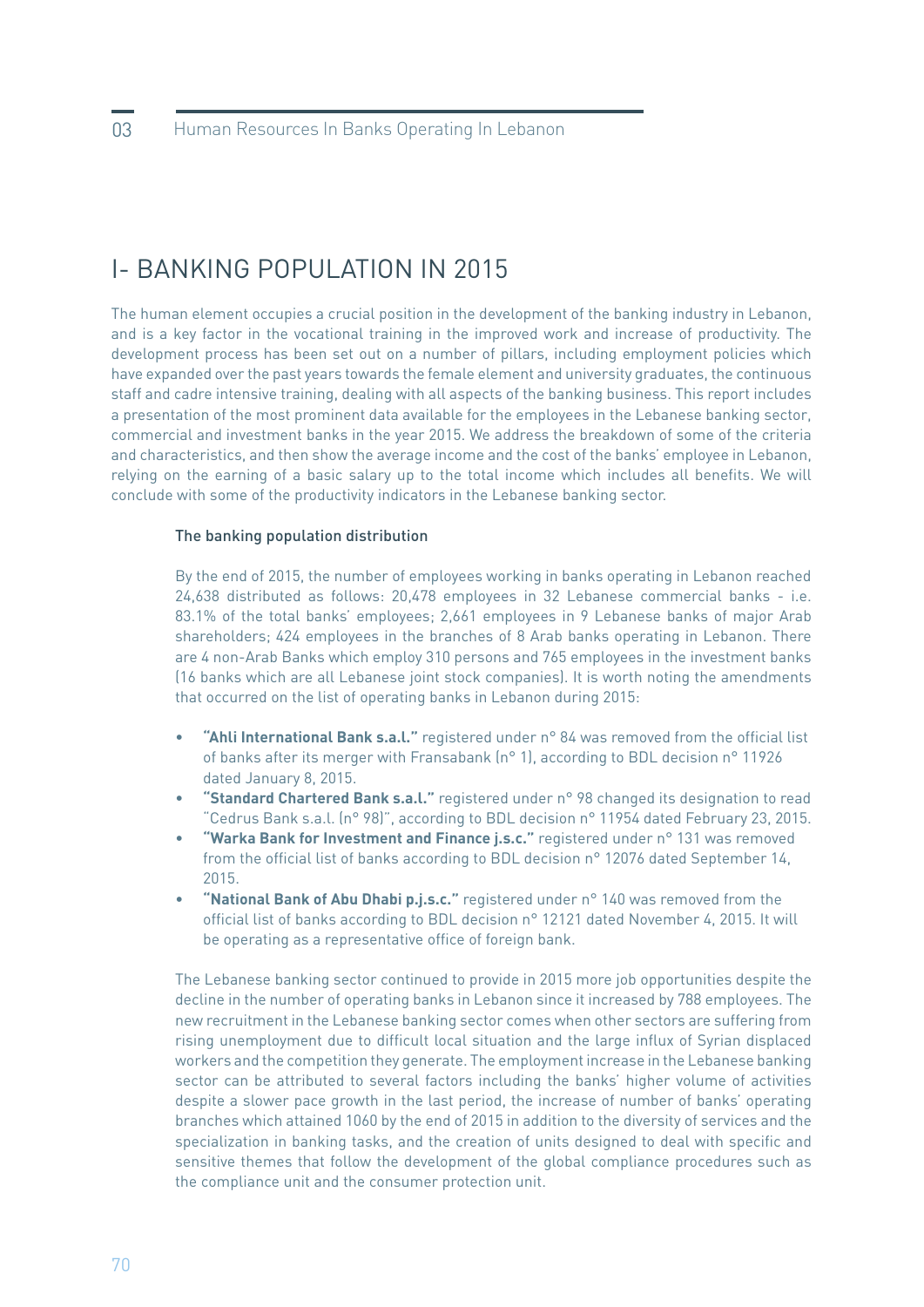# I- BANKING POPULATION IN 2015

The human element occupies a crucial position in the development of the banking industry in Lebanon, and is a key factor in the vocational training in the improved work and increase of productivity. The development process has been set out on a number of pillars, including employment policies which have expanded over the past years towards the female element and university graduates, the continuous staff and cadre intensive training, dealing with all aspects of the banking business. This report includes a presentation of the most prominent data available for the employees in the Lebanese banking sector, commercial and investment banks in the year 2015. We address the breakdown of some of the criteria and characteristics, and then show the average income and the cost of the banks' employee in Lebanon, relying on the earning of a basic salary up to the total income which includes all benefits. We will conclude with some of the productivity indicators in the Lebanese banking sector.

### The banking population distribution

By the end of 2015, the number of employees working in banks operating in Lebanon reached 24,638 distributed as follows: 20,478 employees in 32 Lebanese commercial banks - i.e. 83.1% of the total banks' employees; 2,661 employees in 9 Lebanese banks of major Arab shareholders; 424 employees in the branches of 8 Arab banks operating in Lebanon. There are 4 non-Arab Banks which employ 310 persons and 765 employees in the investment banks (16 banks which are all Lebanese joint stock companies). It is worth noting the amendments that occurred on the list of operating banks in Lebanon during 2015:

- **"Ahli International Bank s.a.l."** registered under n° 84 was removed from the official list of banks after its merger with Fransabank (n° 1), according to BDL decision n° 11926 dated January 8, 2015.
- **"Standard Chartered Bank s.a.l."** registered under n° 98 changed its designation to read "Cedrus Bank s.a.l. (n° 98)", according to BDL decision n° 11954 dated February 23, 2015.
- **"Warka Bank for Investment and Finance j.s.c."** registered under n° 131 was removed from the official list of banks according to BDL decision n° 12076 dated September 14, 2015.
- **"National Bank of Abu Dhabi p.j.s.c."** registered under n° 140 was removed from the official list of banks according to BDL decision n° 12121 dated November 4, 2015. It will be operating as a representative office of foreign bank.

The Lebanese banking sector continued to provide in 2015 more job opportunities despite the decline in the number of operating banks in Lebanon since it increased by 788 employees. The new recruitment in the Lebanese banking sector comes when other sectors are suffering from rising unemployment due to difficult local situation and the large influx of Syrian displaced workers and the competition they generate. The employment increase in the Lebanese banking sector can be attributed to several factors including the banks' higher volume of activities despite a slower pace growth in the last period, the increase of number of banks' operating branches which attained 1060 by the end of 2015 in addition to the diversity of services and the specialization in banking tasks, and the creation of units designed to deal with specific and sensitive themes that follow the development of the global compliance procedures such as the compliance unit and the consumer protection unit.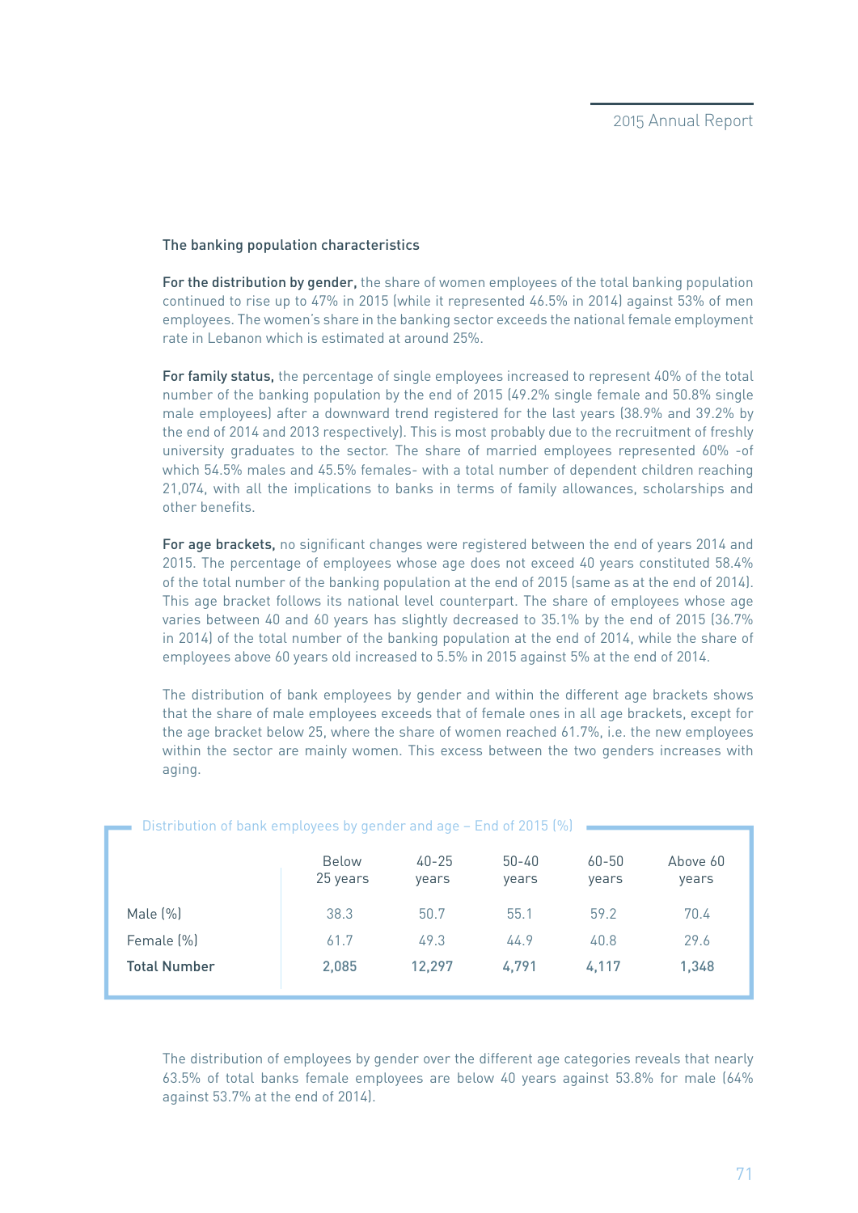## The banking population characteristics

**For the distribution by gender,** the share of women employees of the total banking population continued to rise up to 47% in 2015 (while it represented 46.5% in 2014) against 53% of men employees. The women's share in the banking sector exceeds the national female employment rate in Lebanon which is estimated at around 25%.

**For family status,** the percentage of single employees increased to represent 40% of the total number of the banking population by the end of 2015 (49.2% single female and 50.8% single male employees) after a downward trend registered for the last years (38.9% and 39.2% by the end of 2014 and 2013 respectively). This is most probably due to the recruitment of freshly university graduates to the sector. The share of married employees represented 60% -of which 54.5% males and 45.5% females- with a total number of dependent children reaching 21,074, with all the implications to banks in terms of family allowances, scholarships and other benefits.

**For age brackets,** no significant changes were registered between the end of years 2014 and 2015. The percentage of employees whose age does not exceed 40 years constituted 58.4% of the total number of the banking population at the end of 2015 (same as at the end of 2014). This age bracket follows its national level counterpart. The share of employees whose age varies between 40 and 60 years has slightly decreased to 35.1% by the end of 2015 (36.7% in 2014) of the total number of the banking population at the end of 2014, while the share of employees above 60 years old increased to 5.5% in 2015 against 5% at the end of 2014.

The distribution of bank employees by gender and within the different age brackets shows that the share of male employees exceeds that of female ones in all age brackets, except for the age bracket below 25, where the share of women reached 61.7%, i.e. the new employees within the sector are mainly women. This excess between the two genders increases with aging.

Distribution of bank employees by gender and age – End of 2015 (%)

| | Below 25 years | 40-25 years | 50-40 years | 60-50 years | Above 60 years |
|---|---|---|---|---|---|
| Male (%) | 38.3 | 50.7 | 55.1 | 59.2 | 70.4 |
| Female (%) | 61.7 | 49.3 | 44.9 | 40.8 | 29.6 |
| **Total Number** | **2,085** | **12,297** | **4,791** | **4,117** | **1,348** |

The distribution of employees by gender over the different age categories reveals that nearly 63.5% of total banks female employees are below 40 years against 53.8% for male (64% against 53.7% at the end of 2014).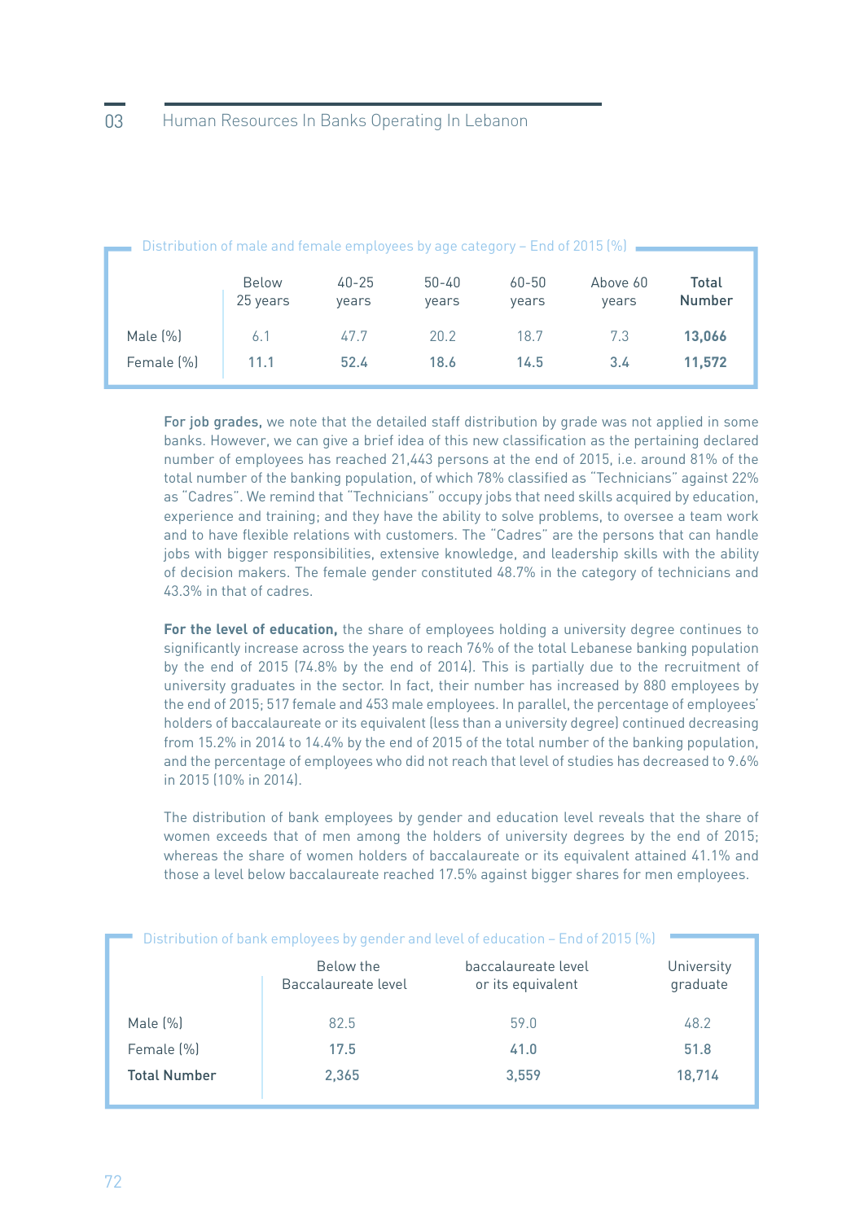Distribution of male and female employees by age category – End of 2015 (%)

| | Below 25 years | 40-25 years | 50-40 years | 60-50 years | Above 60 years | **Total Number** |
|---|---|---|---|---|---|---|
| Male (%) | 6.1 | 47.7 | 20.2 | 18.7 | 7.3 | **13,066** |
| Female (%) | **11.1** | **52.4** | **18.6** | **14.5** | **3.4** | **11,572** |

**For job grades,** we note that the detailed staff distribution by grade was not applied in some banks. However, we can give a brief idea of this new classification as the pertaining declared number of employees has reached 21,443 persons at the end of 2015, i.e. around 81% of the total number of the banking population, of which 78% classified as "Technicians" against 22% as "Cadres". We remind that "Technicians" occupy jobs that need skills acquired by education, experience and training; and they have the ability to solve problems, to oversee a team work and to have flexible relations with customers. The "Cadres" are the persons that can handle jobs with bigger responsibilities, extensive knowledge, and leadership skills with the ability of decision makers. The female gender constituted 48.7% in the category of technicians and 43.3% in that of cadres.

**For the level of education,** the share of employees holding a university degree continues to significantly increase across the years to reach 76% of the total Lebanese banking population by the end of 2015 (74.8% by the end of 2014). This is partially due to the recruitment of university graduates in the sector. In fact, their number has increased by 880 employees by the end of 2015; 517 female and 453 male employees. In parallel, the percentage of employees' holders of baccalaureate or its equivalent (less than a university degree) continued decreasing from 15.2% in 2014 to 14.4% by the end of 2015 of the total number of the banking population, and the percentage of employees who did not reach that level of studies has decreased to 9.6% in 2015 (10% in 2014).

The distribution of bank employees by gender and education level reveals that the share of women exceeds that of men among the holders of university degrees by the end of 2015; whereas the share of women holders of baccalaureate or its equivalent attained 41.1% and those a level below baccalaureate reached 17.5% against bigger shares for men employees.

Distribution of bank employees by gender and level of education – End of 2015 (%)

| | Below the Baccalaureate level | baccalaureate level or its equivalent | University graduate |
|---|---|---|---|
| Male (%) | 82.5 | 59.0 | 48.2 |
| Female (%) | **17.5** | **41.0** | **51.8** |
| **Total Number** | **2,365** | **3,559** | **18,714** |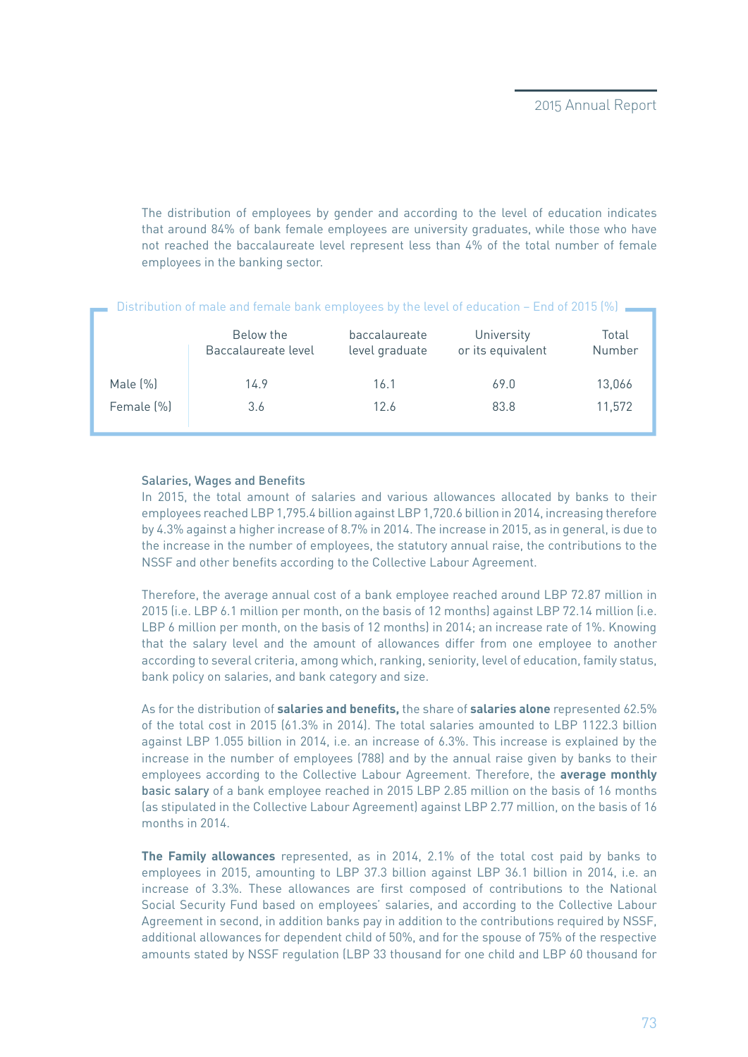The distribution of employees by gender and according to the level of education indicates that around 84% of bank female employees are university graduates, while those who have not reached the baccalaureate level represent less than 4% of the total number of female employees in the banking sector.

Distribution of male and female bank employees by the level of education – End of 2015 (%)

| | Below the Baccalaureate level | baccalaureate level graduate | University or its equivalent | Total Number |
|---|---|---|---|---|
| Male (%) | 14.9 | 16.1 | 69.0 | 13,066 |
| Female (%) | 3.6 | 12.6 | 83.8 | 11,572 |

### Salaries, Wages and Benefits

In 2015, the total amount of salaries and various allowances allocated by banks to their employees reached LBP 1,795.4 billion against LBP 1,720.6 billion in 2014, increasing therefore by 4.3% against a higher increase of 8.7% in 2014. The increase in 2015, as in general, is due to the increase in the number of employees, the statutory annual raise, the contributions to the NSSF and other benefits according to the Collective Labour Agreement.

Therefore, the average annual cost of a bank employee reached around LBP 72.87 million in 2015 (i.e. LBP 6.1 million per month, on the basis of 12 months) against LBP 72.14 million (i.e. LBP 6 million per month, on the basis of 12 months) in 2014; an increase rate of 1%. Knowing that the salary level and the amount of allowances differ from one employee to another according to several criteria, among which, ranking, seniority, level of education, family status, bank policy on salaries, and bank category and size.

As for the distribution of **salaries and benefits,** the share of **salaries alone** represented 62.5% of the total cost in 2015 (61.3% in 2014). The total salaries amounted to LBP 1122.3 billion against LBP 1.055 billion in 2014, i.e. an increase of 6.3%. This increase is explained by the increase in the number of employees (788) and by the annual raise given by banks to their employees according to the Collective Labour Agreement. Therefore, the **average monthly basic salary** of a bank employee reached in 2015 LBP 2.85 million on the basis of 16 months (as stipulated in the Collective Labour Agreement) against LBP 2.77 million, on the basis of 16 months in 2014.

**The Family allowances** represented, as in 2014, 2.1% of the total cost paid by banks to employees in 2015, amounting to LBP 37.3 billion against LBP 36.1 billion in 2014, i.e. an increase of 3.3%. These allowances are first composed of contributions to the National Social Security Fund based on employees' salaries, and according to the Collective Labour Agreement in second, in addition banks pay in addition to the contributions required by NSSF, additional allowances for dependent child of 50%, and for the spouse of 75% of the respective amounts stated by NSSF regulation (LBP 33 thousand for one child and LBP 60 thousand for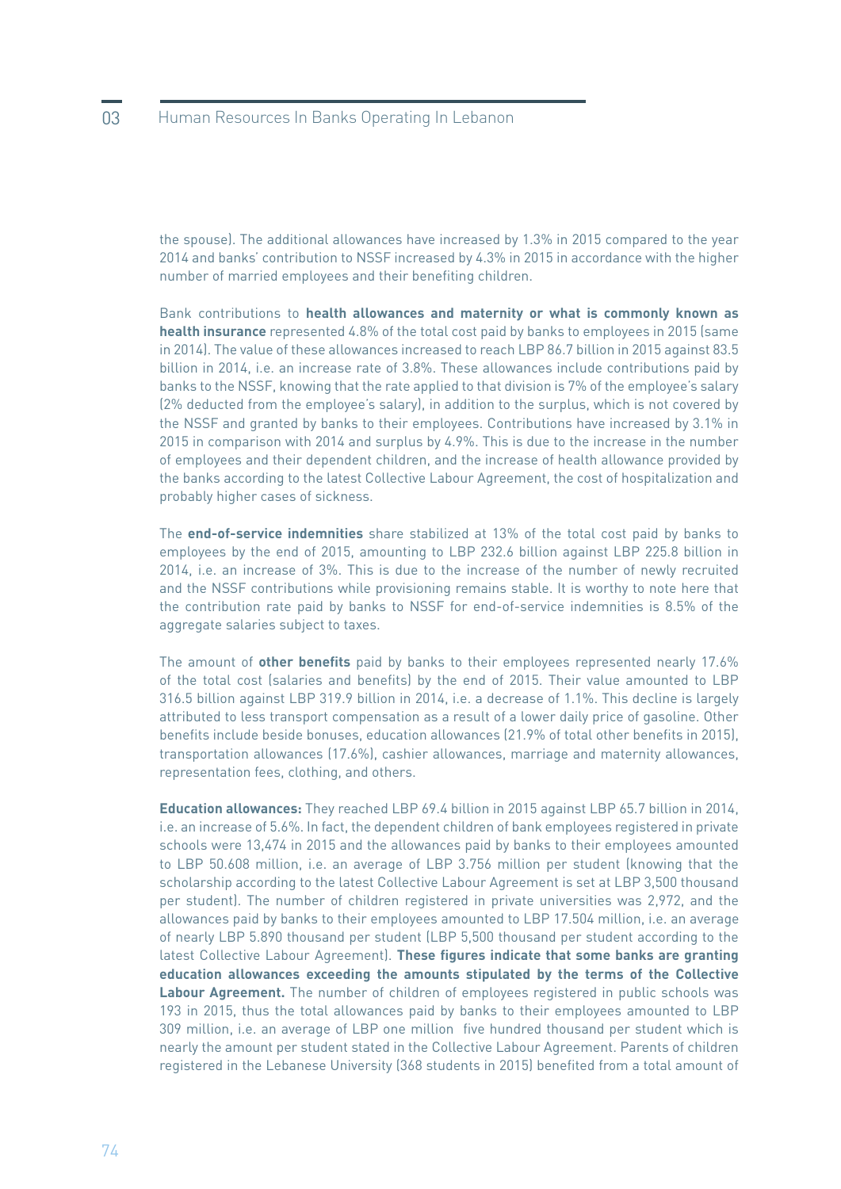the spouse). The additional allowances have increased by 1.3% in 2015 compared to the year 2014 and banks' contribution to NSSF increased by 4.3% in 2015 in accordance with the higher number of married employees and their benefiting children.

Bank contributions to **health allowances and maternity or what is commonly known as health insurance** represented 4.8% of the total cost paid by banks to employees in 2015 (same in 2014). The value of these allowances increased to reach LBP 86.7 billion in 2015 against 83.5 billion in 2014, i.e. an increase rate of 3.8%. These allowances include contributions paid by banks to the NSSF, knowing that the rate applied to that division is 7% of the employee's salary (2% deducted from the employee's salary), in addition to the surplus, which is not covered by the NSSF and granted by banks to their employees. Contributions have increased by 3.1% in 2015 in comparison with 2014 and surplus by 4.9%. This is due to the increase in the number of employees and their dependent children, and the increase of health allowance provided by the banks according to the latest Collective Labour Agreement, the cost of hospitalization and probably higher cases of sickness.

The **end-of-service indemnities** share stabilized at 13% of the total cost paid by banks to employees by the end of 2015, amounting to LBP 232.6 billion against LBP 225.8 billion in 2014, i.e. an increase of 3%. This is due to the increase of the number of newly recruited and the NSSF contributions while provisioning remains stable. It is worthy to note here that the contribution rate paid by banks to NSSF for end-of-service indemnities is 8.5% of the aggregate salaries subject to taxes.

The amount of **other benefits** paid by banks to their employees represented nearly 17.6% of the total cost (salaries and benefits) by the end of 2015. Their value amounted to LBP 316.5 billion against LBP 319.9 billion in 2014, i.e. a decrease of 1.1%. This decline is largely attributed to less transport compensation as a result of a lower daily price of gasoline. Other benefits include beside bonuses, education allowances (21.9% of total other benefits in 2015), transportation allowances (17.6%), cashier allowances, marriage and maternity allowances, representation fees, clothing, and others.

**Education allowances:** They reached LBP 69.4 billion in 2015 against LBP 65.7 billion in 2014, i.e. an increase of 5.6%. In fact, the dependent children of bank employees registered in private schools were 13,474 in 2015 and the allowances paid by banks to their employees amounted to LBP 50.608 million, i.e. an average of LBP 3.756 million per student (knowing that the scholarship according to the latest Collective Labour Agreement is set at LBP 3,500 thousand per student). The number of children registered in private universities was 2,972, and the allowances paid by banks to their employees amounted to LBP 17.504 million, i.e. an average of nearly LBP 5.890 thousand per student (LBP 5,500 thousand per student according to the latest Collective Labour Agreement). **These figures indicate that some banks are granting education allowances exceeding the amounts stipulated by the terms of the Collective Labour Agreement.** The number of children of employees registered in public schools was 193 in 2015, thus the total allowances paid by banks to their employees amounted to LBP 309 million, i.e. an average of LBP one million five hundred thousand per student which is nearly the amount per student stated in the Collective Labour Agreement. Parents of children registered in the Lebanese University (368 students in 2015) benefited from a total amount of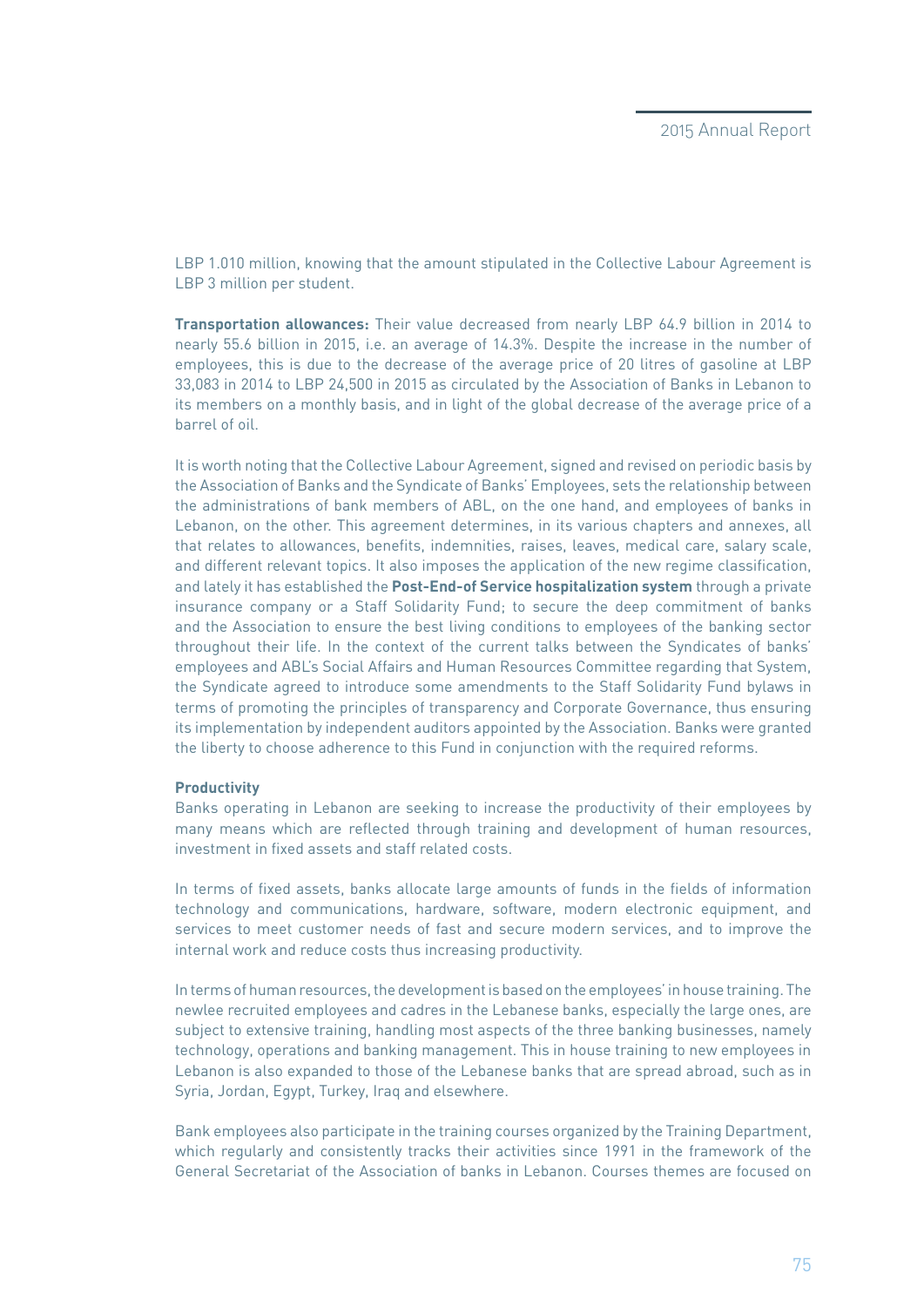LBP 1.010 million, knowing that the amount stipulated in the Collective Labour Agreement is LBP 3 million per student.

**Transportation allowances:** Their value decreased from nearly LBP 64.9 billion in 2014 to nearly 55.6 billion in 2015, i.e. an average of 14.3%. Despite the increase in the number of employees, this is due to the decrease of the average price of 20 litres of gasoline at LBP 33,083 in 2014 to LBP 24,500 in 2015 as circulated by the Association of Banks in Lebanon to its members on a monthly basis, and in light of the global decrease of the average price of a barrel of oil.

It is worth noting that the Collective Labour Agreement, signed and revised on periodic basis by the Association of Banks and the Syndicate of Banks' Employees, sets the relationship between the administrations of bank members of ABL, on the one hand, and employees of banks in Lebanon, on the other. This agreement determines, in its various chapters and annexes, all that relates to allowances, benefits, indemnities, raises, leaves, medical care, salary scale, and different relevant topics. It also imposes the application of the new regime classification, and lately it has established the **Post-End-of Service hospitalization system** through a private insurance company or a Staff Solidarity Fund; to secure the deep commitment of banks and the Association to ensure the best living conditions to employees of the banking sector throughout their life. In the context of the current talks between the Syndicates of banks' employees and ABL's Social Affairs and Human Resources Committee regarding that System, the Syndicate agreed to introduce some amendments to the Staff Solidarity Fund bylaws in terms of promoting the principles of transparency and Corporate Governance, thus ensuring its implementation by independent auditors appointed by the Association. Banks were granted the liberty to choose adherence to this Fund in conjunction with the required reforms.

**Productivity**

Banks operating in Lebanon are seeking to increase the productivity of their employees by many means which are reflected through training and development of human resources, investment in fixed assets and staff related costs.

In terms of fixed assets, banks allocate large amounts of funds in the fields of information technology and communications, hardware, software, modern electronic equipment, and services to meet customer needs of fast and secure modern services, and to improve the internal work and reduce costs thus increasing productivity.

In terms of human resources, the development is based on the employees' in house training. The newlee recruited employees and cadres in the Lebanese banks, especially the large ones, are subject to extensive training, handling most aspects of the three banking businesses, namely technology, operations and banking management. This in house training to new employees in Lebanon is also expanded to those of the Lebanese banks that are spread abroad, such as in Syria, Jordan, Egypt, Turkey, Iraq and elsewhere.

Bank employees also participate in the training courses organized by the Training Department, which regularly and consistently tracks their activities since 1991 in the framework of the General Secretariat of the Association of banks in Lebanon. Courses themes are focused on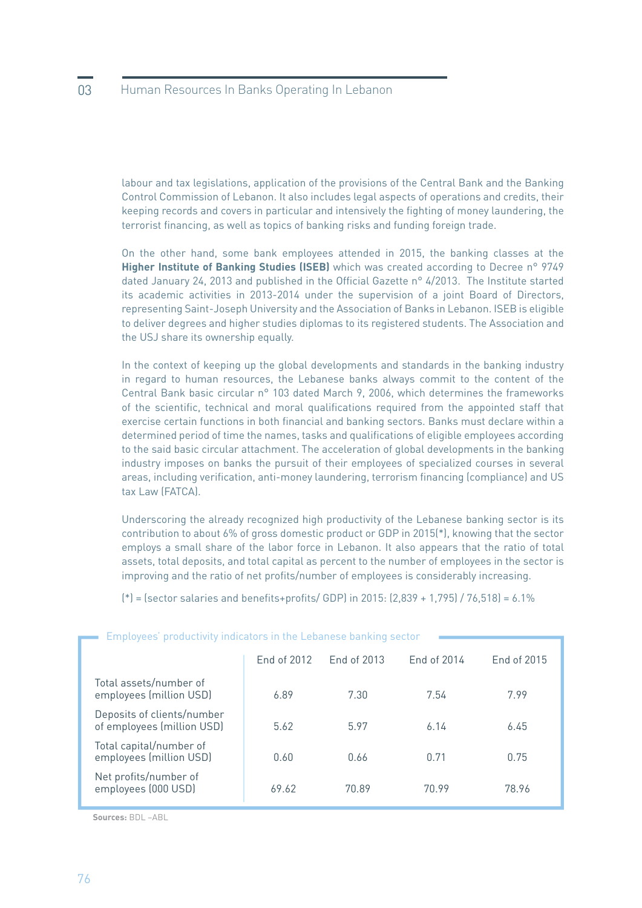labour and tax legislations, application of the provisions of the Central Bank and the Banking Control Commission of Lebanon. It also includes legal aspects of operations and credits, their keeping records and covers in particular and intensively the fighting of money laundering, the terrorist financing, as well as topics of banking risks and funding foreign trade.

On the other hand, some bank employees attended in 2015, the banking classes at the **Higher Institute of Banking Studies (ISEB)** which was created according to Decree n° 9749 dated January 24, 2013 and published in the Official Gazette n° 4/2013. The Institute started its academic activities in 2013-2014 under the supervision of a joint Board of Directors, representing Saint-Joseph University and the Association of Banks in Lebanon. ISEB is eligible to deliver degrees and higher studies diplomas to its registered students. The Association and the USJ share its ownership equally.

In the context of keeping up the global developments and standards in the banking industry in regard to human resources, the Lebanese banks always commit to the content of the Central Bank basic circular n° 103 dated March 9, 2006, which determines the frameworks of the scientific, technical and moral qualifications required from the appointed staff that exercise certain functions in both financial and banking sectors. Banks must declare within a determined period of time the names, tasks and qualifications of eligible employees according to the said basic circular attachment. The acceleration of global developments in the banking industry imposes on banks the pursuit of their employees of specialized courses in several areas, including verification, anti-money laundering, terrorism financing (compliance) and US tax Law (FATCA).

Underscoring the already recognized high productivity of the Lebanese banking sector is its contribution to about 6% of gross domestic product or GDP in 2015(*), knowing that the sector employs a small share of the labor force in Lebanon. It also appears that the ratio of total assets, total deposits, and total capital as percent to the number of employees in the sector is improving and the ratio of net profits/number of employees is considerably increasing.

(*) = (sector salaries and benefits+profits/ GDP) in 2015: (2,839 + 1,795) / 76,518) = 6.1%

**Employees' productivity indicators in the Lebanese banking sector**

| | End of 2012 | End of 2013 | End of 2014 | End of 2015 |
|---|---|---|---|---|
| Total assets/number of employees (million USD) | 6.89 | 7.30 | 7.54 | 7.99 |
| Deposits of clients/number of employees (million USD) | 5.62 | 5.97 | 6.14 | 6.45 |
| Total capital/number of employees (million USD) | 0.60 | 0.66 | 0.71 | 0.75 |
| Net profits/number of employees (000 USD) | 69.62 | 70.89 | 70.99 | 78.96 |

**Sources:** BDL –ABL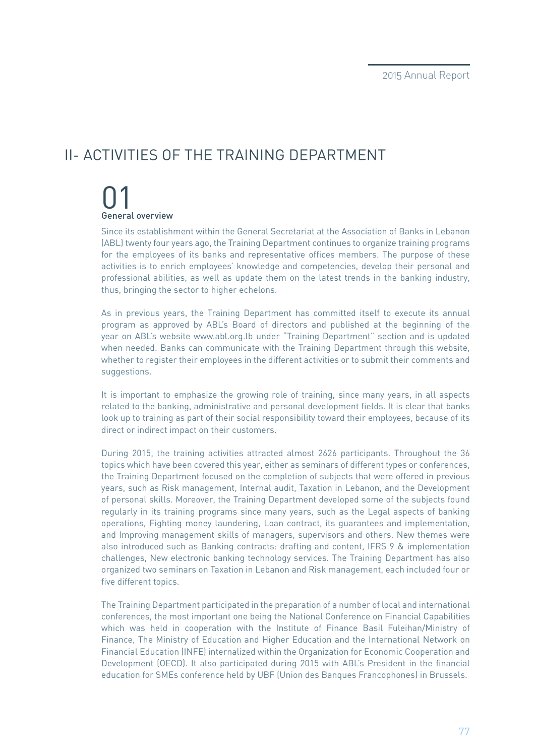# II- ACTIVITIES OF THE TRAINING DEPARTMENT

## 01
### General overview

Since its establishment within the General Secretariat at the Association of Banks in Lebanon (ABL) twenty four years ago, the Training Department continues to organize training programs for the employees of its banks and representative offices members. The purpose of these activities is to enrich employees' knowledge and competencies, develop their personal and professional abilities, as well as update them on the latest trends in the banking industry, thus, bringing the sector to higher echelons.

As in previous years, the Training Department has committed itself to execute its annual program as approved by ABL's Board of directors and published at the beginning of the year on ABL's website www.abl.org.lb under "Training Department" section and is updated when needed. Banks can communicate with the Training Department through this website, whether to register their employees in the different activities or to submit their comments and suggestions.

It is important to emphasize the growing role of training, since many years, in all aspects related to the banking, administrative and personal development fields. It is clear that banks look up to training as part of their social responsibility toward their employees, because of its direct or indirect impact on their customers.

During 2015, the training activities attracted almost 2626 participants. Throughout the 36 topics which have been covered this year, either as seminars of different types or conferences, the Training Department focused on the completion of subjects that were offered in previous years, such as Risk management, Internal audit, Taxation in Lebanon, and the Development of personal skills. Moreover, the Training Department developed some of the subjects found regularly in its training programs since many years, such as the Legal aspects of banking operations, Fighting money laundering, Loan contract, its guarantees and implementation, and Improving management skills of managers, supervisors and others. New themes were also introduced such as Banking contracts: drafting and content, IFRS 9 & implementation challenges, New electronic banking technology services. The Training Department has also organized two seminars on Taxation in Lebanon and Risk management, each included four or five different topics.

The Training Department participated in the preparation of a number of local and international conferences, the most important one being the National Conference on Financial Capabilities which was held in cooperation with the Institute of Finance Basil Fuleihan/Ministry of Finance, The Ministry of Education and Higher Education and the International Network on Financial Education (INFE) internalized within the Organization for Economic Cooperation and Development (OECD). It also participated during 2015 with ABL's President in the financial education for SMEs conference held by UBF (Union des Banques Francophones) in Brussels.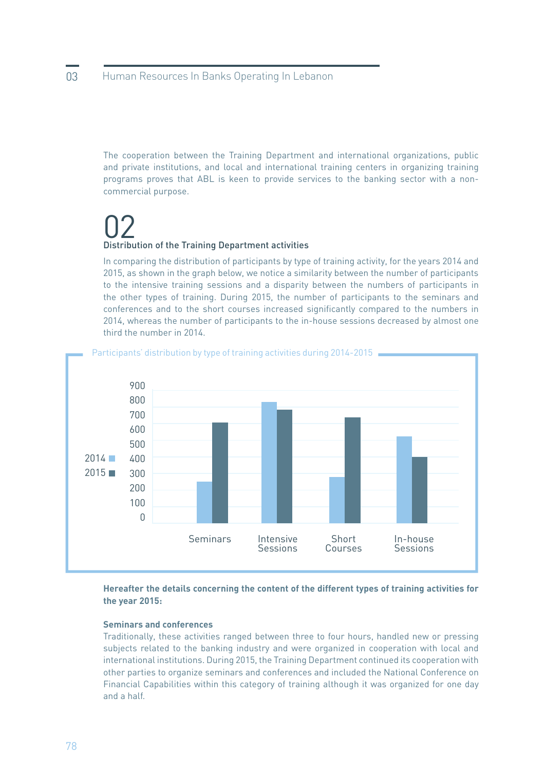The cooperation between the Training Department and international organizations, public and private institutions, and local and international training centers in organizing training programs proves that ABL is keen to provide services to the banking sector with a non-commercial purpose.

## 02

### Distribution of the Training Department activities

In comparing the distribution of participants by type of training activity, for the years 2014 and 2015, as shown in the graph below, we notice a similarity between the number of participants to the intensive training sessions and a disparity between the numbers of participants in the other types of training. During 2015, the number of participants to the seminars and conferences and to the short courses increased significantly compared to the numbers in 2014, whereas the number of participants to the in-house sessions decreased by almost one third the number in 2014.

Participants' distribution by type of training activities during 2014-2015

**Hereafter the details concerning the content of the different types of training activities for the year 2015:**

**Seminars and conferences**

Traditionally, these activities ranged between three to four hours, handled new or pressing subjects related to the banking industry and were organized in cooperation with local and international institutions. During 2015, the Training Department continued its cooperation with other parties to organize seminars and conferences and included the National Conference on Financial Capabilities within this category of training although it was organized for one day and a half.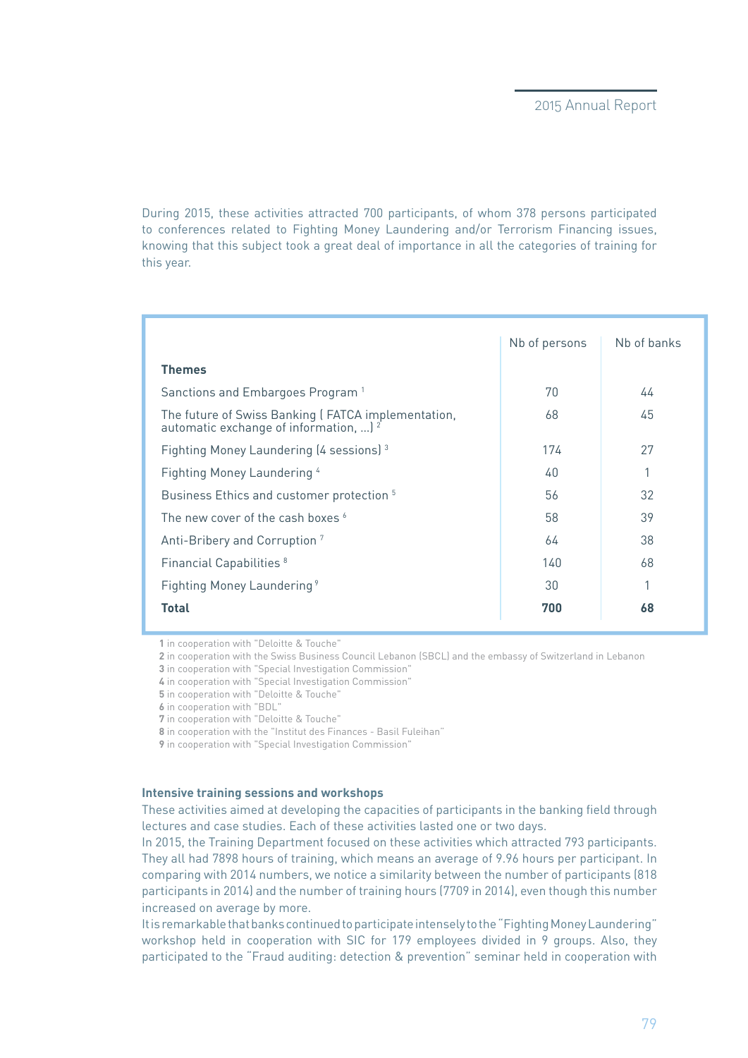During 2015, these activities attracted 700 participants, of whom 378 persons participated to conferences related to Fighting Money Laundering and/or Terrorism Financing issues, knowing that this subject took a great deal of importance in all the categories of training for this year.

| Themes | Nb of persons | Nb of banks |
|---|---|---|
| Sanctions and Embargoes Program [1] | 70 | 44 |
| The future of Swiss Banking ( FATCA implementation, automatic exchange of information, ...) [2] | 68 | 45 |
| Fighting Money Laundering (4 sessions) [3] | 174 | 27 |
| Fighting Money Laundering [4] | 40 | 1 |
| Business Ethics and customer protection [5] | 56 | 32 |
| The new cover of the cash boxes [6] | 58 | 39 |
| Anti-Bribery and Corruption [7] | 64 | 38 |
| Financial Capabilities [8] | 140 | 68 |
| Fighting Money Laundering [9] | 30 | 1 |
| **Total** | **700** | **68** |

**1** in cooperation with "Deloitte & Touche"
**2** in cooperation with the Swiss Business Council Lebanon (SBCL) and the embassy of Switzerland in Lebanon
**3** in cooperation with "Special Investigation Commission"
**4** in cooperation with "Special Investigation Commission"
**5** in cooperation with "Deloitte & Touche"
**6** in cooperation with "BDL"
**7** in cooperation with "Deloitte & Touche"
**8** in cooperation with the "Institut des Finances - Basil Fuleihan"
**9** in cooperation with "Special Investigation Commission"

#### Intensive training sessions and workshops

These activities aimed at developing the capacities of participants in the banking field through lectures and case studies. Each of these activities lasted one or two days.

In 2015, the Training Department focused on these activities which attracted 793 participants. They all had 7898 hours of training, which means an average of 9.96 hours per participant. In comparing with 2014 numbers, we notice a similarity between the number of participants (818 participants in 2014) and the number of training hours (7709 in 2014), even though this number increased on average by more.

It is remarkable that banks continued to participate intensely to the "Fighting Money Laundering" workshop held in cooperation with SIC for 179 employees divided in 9 groups. Also, they participated to the "Fraud auditing: detection & prevention" seminar held in cooperation with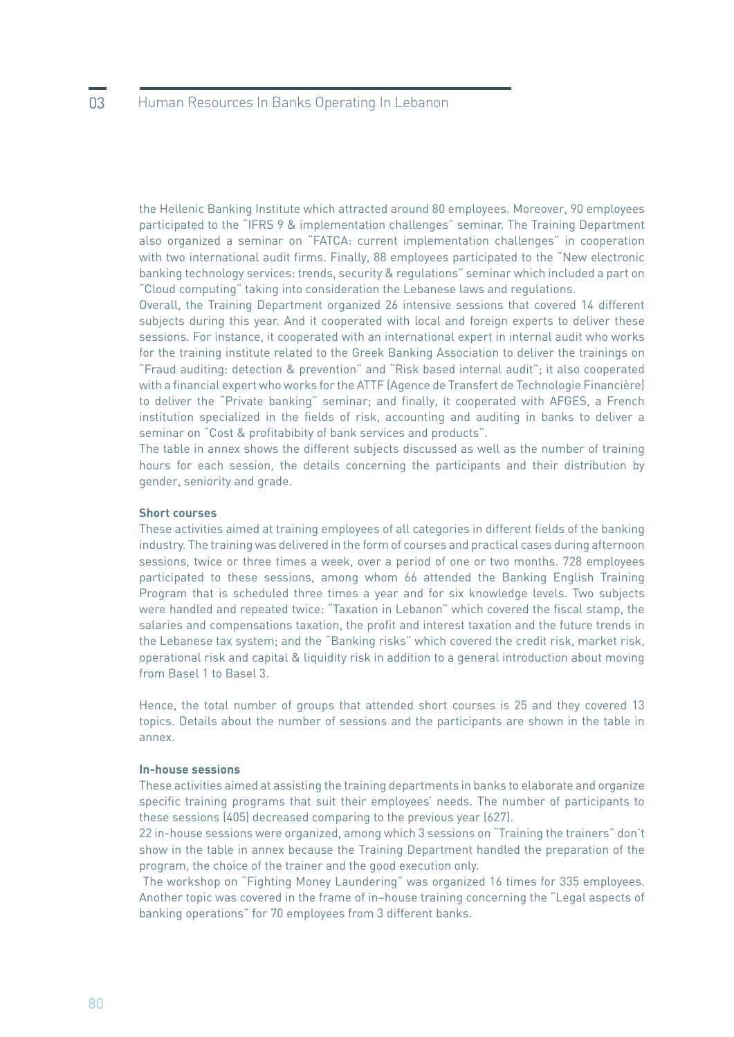the Hellenic Banking Institute which attracted around 80 employees. Moreover, 90 employees participated to the "IFRS 9 & implementation challenges" seminar. The Training Department also organized a seminar on "FATCA: current implementation challenges" in cooperation with two international audit firms. Finally, 88 employees participated to the "New electronic banking technology services: trends, security & regulations" seminar which included a part on "Cloud computing" taking into consideration the Lebanese laws and regulations.

Overall, the Training Department organized 26 intensive sessions that covered 14 different subjects during this year. And it cooperated with local and foreign experts to deliver these sessions. For instance, it cooperated with an international expert in internal audit who works for the training institute related to the Greek Banking Association to deliver the trainings on "Fraud auditing: detection & prevention" and "Risk based internal audit"; it also cooperated with a financial expert who works for the ATTF (Agence de Transfert de Technologie Financière) to deliver the "Private banking" seminar; and finally, it cooperated with AFGES, a French institution specialized in the fields of risk, accounting and auditing in banks to deliver a seminar on "Cost & profitabibity of bank services and products".

The table in annex shows the different subjects discussed as well as the number of training hours for each session, the details concerning the participants and their distribution by gender, seniority and grade.

**Short courses**

These activities aimed at training employees of all categories in different fields of the banking industry. The training was delivered in the form of courses and practical cases during afternoon sessions, twice or three times a week, over a period of one or two months. 728 employees participated to these sessions, among whom 66 attended the Banking English Training Program that is scheduled three times a year and for six knowledge levels. Two subjects were handled and repeated twice: "Taxation in Lebanon" which covered the fiscal stamp, the salaries and compensations taxation, the profit and interest taxation and the future trends in the Lebanese tax system; and the "Banking risks" which covered the credit risk, market risk, operational risk and capital & liquidity risk in addition to a general introduction about moving from Basel 1 to Basel 3.

Hence, the total number of groups that attended short courses is 25 and they covered 13 topics. Details about the number of sessions and the participants are shown in the table in annex.

**In-house sessions**

These activities aimed at assisting the training departments in banks to elaborate and organize specific training programs that suit their employees' needs. The number of participants to these sessions (405) decreased comparing to the previous year (627).

22 in-house sessions were organized, among which 3 sessions on "Training the trainers" don't show in the table in annex because the Training Department handled the preparation of the program, the choice of the trainer and the good execution only.

The workshop on "Fighting Money Laundering" was organized 16 times for 335 employees. Another topic was covered in the frame of in–house training concerning the "Legal aspects of banking operations" for 70 employees from 3 different banks.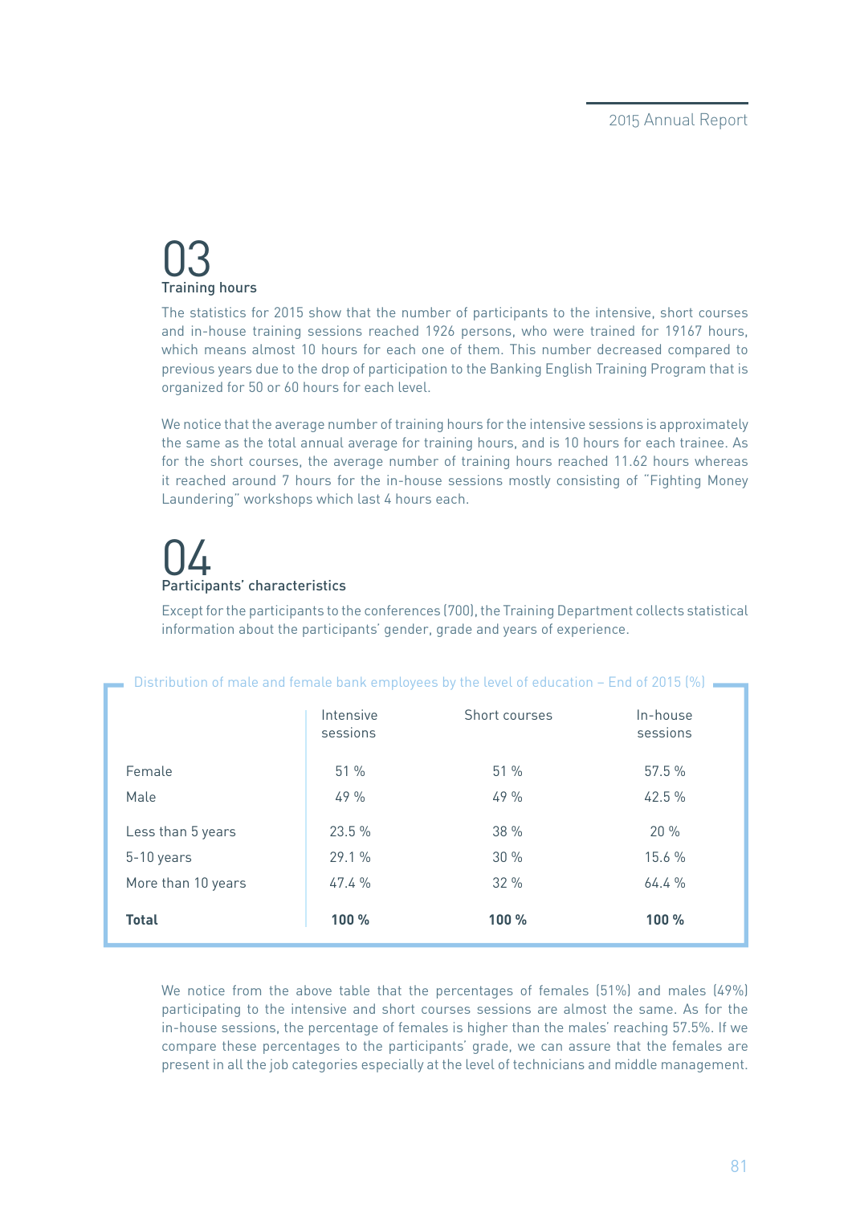## 03 Training hours

The statistics for 2015 show that the number of participants to the intensive, short courses and in-house training sessions reached 1926 persons, who were trained for 19167 hours, which means almost 10 hours for each one of them. This number decreased compared to previous years due to the drop of participation to the Banking English Training Program that is organized for 50 or 60 hours for each level.

We notice that the average number of training hours for the intensive sessions is approximately the same as the total annual average for training hours, and is 10 hours for each trainee. As for the short courses, the average number of training hours reached 11.62 hours whereas it reached around 7 hours for the in-house sessions mostly consisting of "Fighting Money Laundering" workshops which last 4 hours each.

## 04 Participants' characteristics

Except for the participants to the conferences (700), the Training Department collects statistical information about the participants' gender, grade and years of experience.

Distribution of male and female bank employees by the level of education – End of 2015 (%)

| | Intensive sessions | Short courses | In-house sessions |
|---|---|---|---|
| Female | 51 % | 51 % | 57.5 % |
| Male | 49 % | 49 % | 42.5 % |
| Less than 5 years | 23.5 % | 38 % | 20 % |
| 5-10 years | 29.1 % | 30 % | 15.6 % |
| More than 10 years | 47.4 % | 32 % | 64.4 % |
| **Total** | **100 %** | **100 %** | **100 %** |

We notice from the above table that the percentages of females (51%) and males (49%) participating to the intensive and short courses sessions are almost the same. As for the in-house sessions, the percentage of females is higher than the males' reaching 57.5%. If we compare these percentages to the participants' grade, we can assure that the females are present in all the job categories especially at the level of technicians and middle management.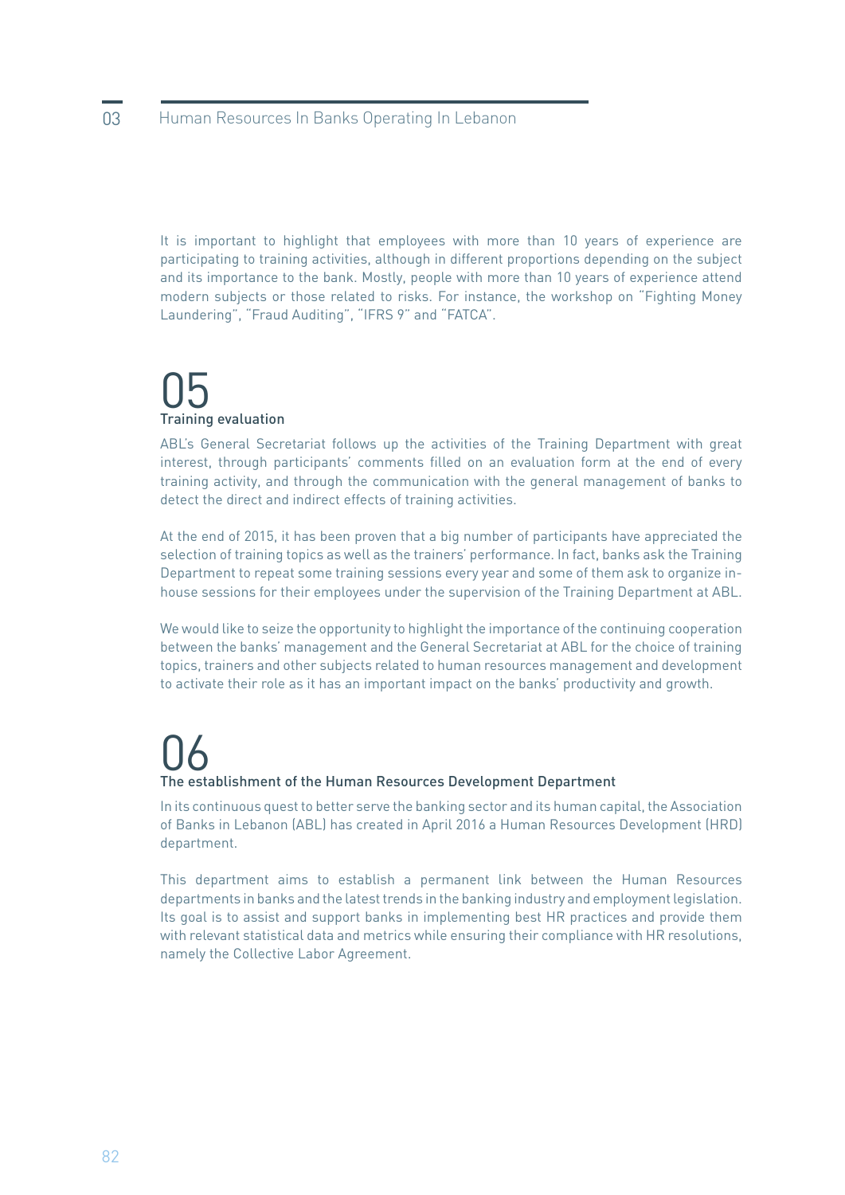It is important to highlight that employees with more than 10 years of experience are participating to training activities, although in different proportions depending on the subject and its importance to the bank. Mostly, people with more than 10 years of experience attend modern subjects or those related to risks. For instance, the workshop on "Fighting Money Laundering", "Fraud Auditing", "IFRS 9" and "FATCA".

## 05 Training evaluation

ABL's General Secretariat follows up the activities of the Training Department with great interest, through participants' comments filled on an evaluation form at the end of every training activity, and through the communication with the general management of banks to detect the direct and indirect effects of training activities.

At the end of 2015, it has been proven that a big number of participants have appreciated the selection of training topics as well as the trainers' performance. In fact, banks ask the Training Department to repeat some training sessions every year and some of them ask to organize in-house sessions for their employees under the supervision of the Training Department at ABL.

We would like to seize the opportunity to highlight the importance of the continuing cooperation between the banks' management and the General Secretariat at ABL for the choice of training topics, trainers and other subjects related to human resources management and development to activate their role as it has an important impact on the banks' productivity and growth.

## 06 The establishment of the Human Resources Development Department

In its continuous quest to better serve the banking sector and its human capital, the Association of Banks in Lebanon (ABL) has created in April 2016 a Human Resources Development (HRD) department.

This department aims to establish a permanent link between the Human Resources departments in banks and the latest trends in the banking industry and employment legislation. Its goal is to assist and support banks in implementing best HR practices and provide them with relevant statistical data and metrics while ensuring their compliance with HR resolutions, namely the Collective Labor Agreement.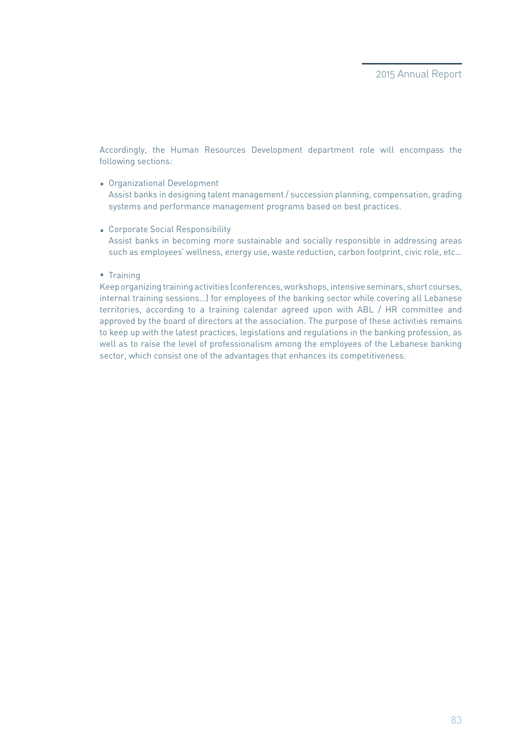Accordingly, the Human Resources Development department role will encompass the following sections:

- Organizational Development
  Assist banks in designing talent management / succession planning, compensation, grading systems and performance management programs based on best practices.

- Corporate Social Responsibility
  Assist banks in becoming more sustainable and socially responsible in addressing areas such as employees' wellness, energy use, waste reduction, carbon footprint, civic role, etc…

- Training

Keep organizing training activities (conferences, workshops, intensive seminars, short courses, internal training sessions…) for employees of the banking sector while covering all Lebanese territories, according to a training calendar agreed upon with ABL / HR committee and approved by the board of directors at the association. The purpose of these activities remains to keep up with the latest practices, legislations and regulations in the banking profession, as well as to raise the level of professionalism among the employees of the Lebanese banking sector, which consist one of the advantages that enhances its competitiveness.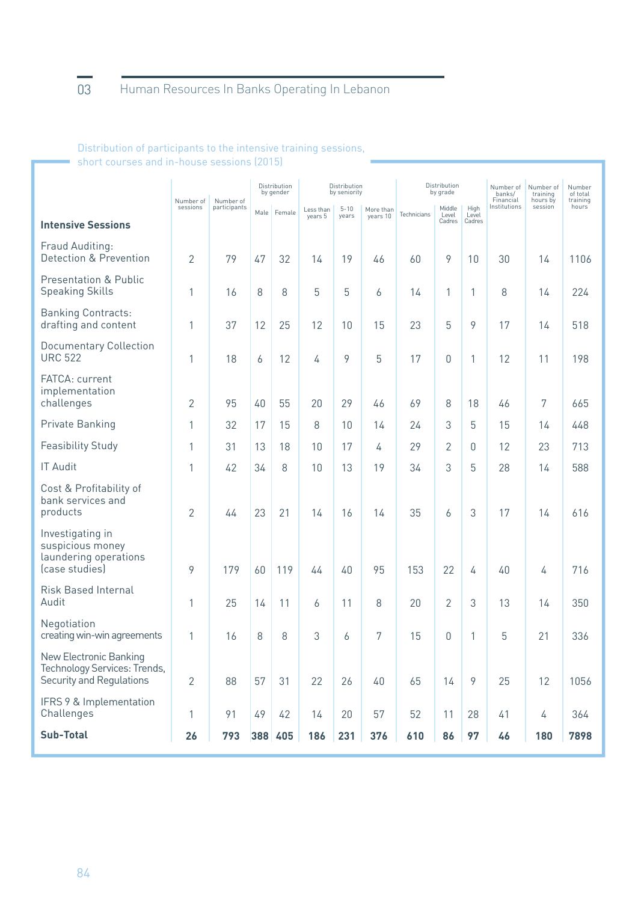Distribution of participants to the intensive training sessions, short courses and in-house sessions (2015)

| Intensive Sessions | Number of sessions | Number of participants | Distribution by gender | | Distribution by seniority | | | Distribution by grade | | | Number of banks/ Financial Institutions | Number of training hours by session | Number of total training hours |
|---|---|---|---|---|---|---|---|---|---|---|---|---|---|
| | | | Male | Female | Less than years 5 | 5-10 years | More than years 10 | Technicians | Middle Level Cadres | High Level Cadres | | | |
| Fraud Auditing: Detection & Prevention | 2 | 79 | 47 | 32 | 14 | 19 | 46 | 60 | 9 | 10 | 30 | 14 | 1106 |
| Presentation & Public Speaking Skills | 1 | 16 | 8 | 8 | 5 | 5 | 6 | 14 | 1 | 1 | 8 | 14 | 224 |
| Banking Contracts: drafting and content | 1 | 37 | 12 | 25 | 12 | 10 | 15 | 23 | 5 | 9 | 17 | 14 | 518 |
| Documentary Collection URC 522 | 1 | 18 | 6 | 12 | 4 | 9 | 5 | 17 | 0 | 1 | 12 | 11 | 198 |
| FATCA: current implementation challenges | 2 | 95 | 40 | 55 | 20 | 29 | 46 | 69 | 8 | 18 | 46 | 7 | 665 |
| Private Banking | 1 | 32 | 17 | 15 | 8 | 10 | 14 | 24 | 3 | 5 | 15 | 14 | 448 |
| Feasibility Study | 1 | 31 | 13 | 18 | 10 | 17 | 4 | 29 | 2 | 0 | 12 | 23 | 713 |
| IT Audit | 1 | 42 | 34 | 8 | 10 | 13 | 19 | 34 | 3 | 5 | 28 | 14 | 588 |
| Cost & Profitability of bank services and products | 2 | 44 | 23 | 21 | 14 | 16 | 14 | 35 | 6 | 3 | 17 | 14 | 616 |
| Investigating in suspicious money laundering operations (case studies) | 9 | 179 | 60 | 119 | 44 | 40 | 95 | 153 | 22 | 4 | 40 | 4 | 716 |
| Risk Based Internal Audit | 1 | 25 | 14 | 11 | 6 | 11 | 8 | 20 | 2 | 3 | 13 | 14 | 350 |
| Negotiation creating win-win agreements | 1 | 16 | 8 | 8 | 3 | 6 | 7 | 15 | 0 | 1 | 5 | 21 | 336 |
| New Electronic Banking Technology Services: Trends, Security and Regulations | 2 | 88 | 57 | 31 | 22 | 26 | 40 | 65 | 14 | 9 | 25 | 12 | 1056 |
| IFRS 9 & Implementation Challenges | 1 | 91 | 49 | 42 | 14 | 20 | 57 | 52 | 11 | 28 | 41 | 4 | 364 |
| **Sub-Total** | **26** | **793** | **388** | **405** | **186** | **231** | **376** | **610** | **86** | **97** | **46** | **180** | **7898** |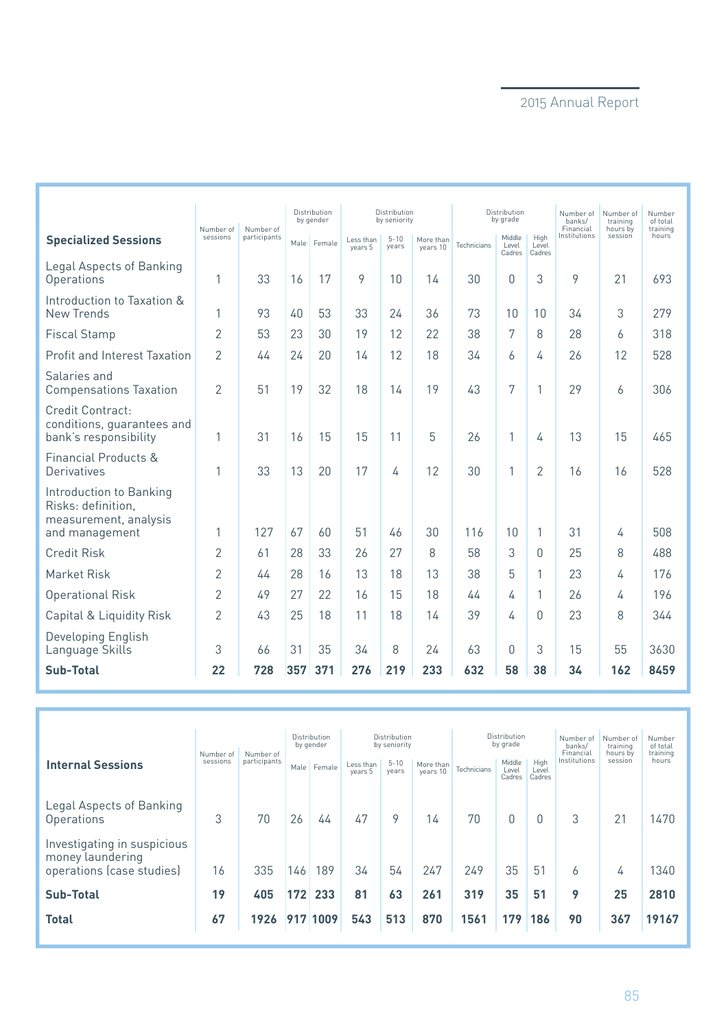| Specialized Sessions | Number of sessions | Number of participants | Distribution by gender | | Distribution by seniority | | | Distribution by grade | | | Number of banks/ Financial Institutions | Number of training hours by session | Number of total training hours |
|---|---|---|---|---|---|---|---|---|---|---|---|---|---|
| | | | Male | Female | Less than years 5 | 5-10 years | More than years 10 | Technicians | Middle Level Cadres | High Level Cadres | | | |
| Legal Aspects of Banking Operations | 1 | 33 | 16 | 17 | 9 | 10 | 14 | 30 | 0 | 3 | 9 | 21 | 693 |
| Introduction to Taxation & New Trends | 1 | 93 | 40 | 53 | 33 | 24 | 36 | 73 | 10 | 10 | 34 | 3 | 279 |
| Fiscal Stamp | 2 | 53 | 23 | 30 | 19 | 12 | 22 | 38 | 7 | 8 | 28 | 6 | 318 |
| Profit and Interest Taxation | 2 | 44 | 24 | 20 | 14 | 12 | 18 | 34 | 6 | 4 | 26 | 12 | 528 |
| Salaries and Compensations Taxation | 2 | 51 | 19 | 32 | 18 | 14 | 19 | 43 | 7 | 1 | 29 | 6 | 306 |
| Credit Contract: conditions, guarantees and bank's responsibility | 1 | 31 | 16 | 15 | 15 | 11 | 5 | 26 | 1 | 4 | 13 | 15 | 465 |
| Financial Products & Derivatives | 1 | 33 | 13 | 20 | 17 | 4 | 12 | 30 | 1 | 2 | 16 | 16 | 528 |
| Introduction to Banking Risks: definition, measurement, analysis and management | 1 | 127 | 67 | 60 | 51 | 46 | 30 | 116 | 10 | 1 | 31 | 4 | 508 |
| Credit Risk | 2 | 61 | 28 | 33 | 26 | 27 | 8 | 58 | 3 | 0 | 25 | 8 | 488 |
| Market Risk | 2 | 44 | 28 | 16 | 13 | 18 | 13 | 38 | 5 | 1 | 23 | 4 | 176 |
| Operational Risk | 2 | 49 | 27 | 22 | 16 | 15 | 18 | 44 | 4 | 1 | 26 | 4 | 196 |
| Capital & Liquidity Risk | 2 | 43 | 25 | 18 | 11 | 18 | 14 | 39 | 4 | 0 | 23 | 8 | 344 |
| Developing English Language Skills | 3 | 66 | 31 | 35 | 34 | 8 | 24 | 63 | 0 | 3 | 15 | 55 | 3630 |
| **Sub-Total** | **22** | **728** | **357** | **371** | **276** | **219** | **233** | **632** | **58** | **38** | **34** | **162** | **8459** |

| Internal Sessions | Number of sessions | Number of participants | Distribution by gender | | Distribution by seniority | | | Distribution by grade | | | Number of banks/ Financial Institutions | Number of training hours by session | Number of total training hours |
|---|---|---|---|---|---|---|---|---|---|---|---|---|---|
| | | | Male | Female | Less than years 5 | 5-10 years | More than years 10 | Technicians | Middle Level Cadres | High Level Cadres | | | |
| Legal Aspects of Banking Operations | 3 | 70 | 26 | 44 | 47 | 9 | 14 | 70 | 0 | 0 | 3 | 21 | 1470 |
| Investigating in suspicious money laundering operations (case studies) | 16 | 335 | 146 | 189 | 34 | 54 | 247 | 249 | 35 | 51 | 6 | 4 | 1340 |
| **Sub-Total** | **19** | **405** | **172** | **233** | **81** | **63** | **261** | **319** | **35** | **51** | **9** | **25** | **2810** |
| **Total** | **67** | **1926** | **917** | **1009** | **543** | **513** | **870** | **1561** | **179** | **186** | **90** | **367** | **19167** |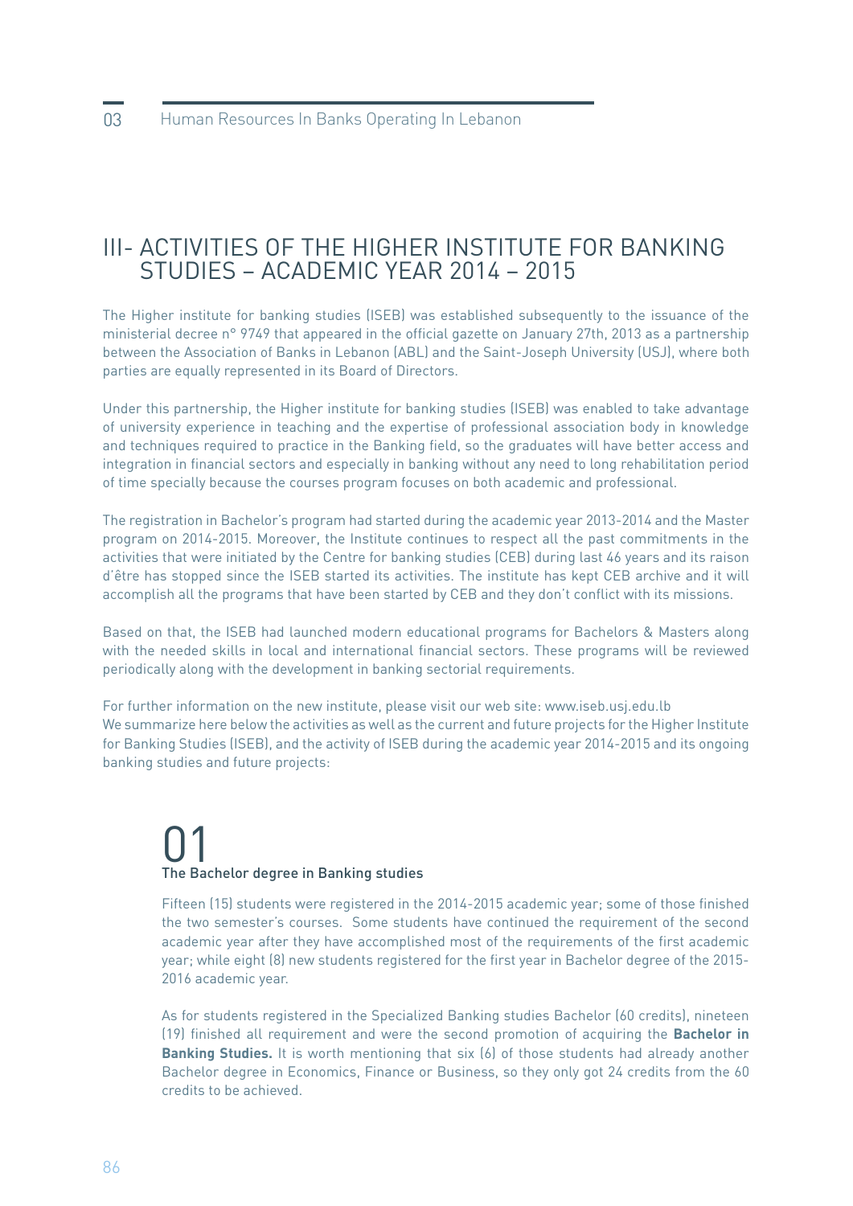# III- ACTIVITIES OF THE HIGHER INSTITUTE FOR BANKING STUDIES – ACADEMIC YEAR 2014 – 2015

The Higher institute for banking studies (ISEB) was established subsequently to the issuance of the ministerial decree n° 9749 that appeared in the official gazette on January 27th, 2013 as a partnership between the Association of Banks in Lebanon (ABL) and the Saint-Joseph University (USJ), where both parties are equally represented in its Board of Directors.

Under this partnership, the Higher institute for banking studies (ISEB) was enabled to take advantage of university experience in teaching and the expertise of professional association body in knowledge and techniques required to practice in the Banking field, so the graduates will have better access and integration in financial sectors and especially in banking without any need to long rehabilitation period of time specially because the courses program focuses on both academic and professional.

The registration in Bachelor's program had started during the academic year 2013-2014 and the Master program on 2014-2015. Moreover, the Institute continues to respect all the past commitments in the activities that were initiated by the Centre for banking studies (CEB) during last 46 years and its raison d'être has stopped since the ISEB started its activities. The institute has kept CEB archive and it will accomplish all the programs that have been started by CEB and they don't conflict with its missions.

Based on that, the ISEB had launched modern educational programs for Bachelors & Masters along with the needed skills in local and international financial sectors. These programs will be reviewed periodically along with the development in banking sectorial requirements.

For further information on the new institute, please visit our web site: www.iseb.usj.edu.lb
We summarize here below the activities as well as the current and future projects for the Higher Institute for Banking Studies (ISEB), and the activity of ISEB during the academic year 2014-2015 and its ongoing banking studies and future projects:

## 01
### The Bachelor degree in Banking studies

Fifteen (15) students were registered in the 2014-2015 academic year; some of those finished the two semester's courses. Some students have continued the requirement of the second academic year after they have accomplished most of the requirements of the first academic year; while eight (8) new students registered for the first year in Bachelor degree of the 2015-2016 academic year.

As for students registered in the Specialized Banking studies Bachelor (60 credits), nineteen (19) finished all requirement and were the second promotion of acquiring the **Bachelor in Banking Studies.** It is worth mentioning that six (6) of those students had already another Bachelor degree in Economics, Finance or Business, so they only got 24 credits from the 60 credits to be achieved.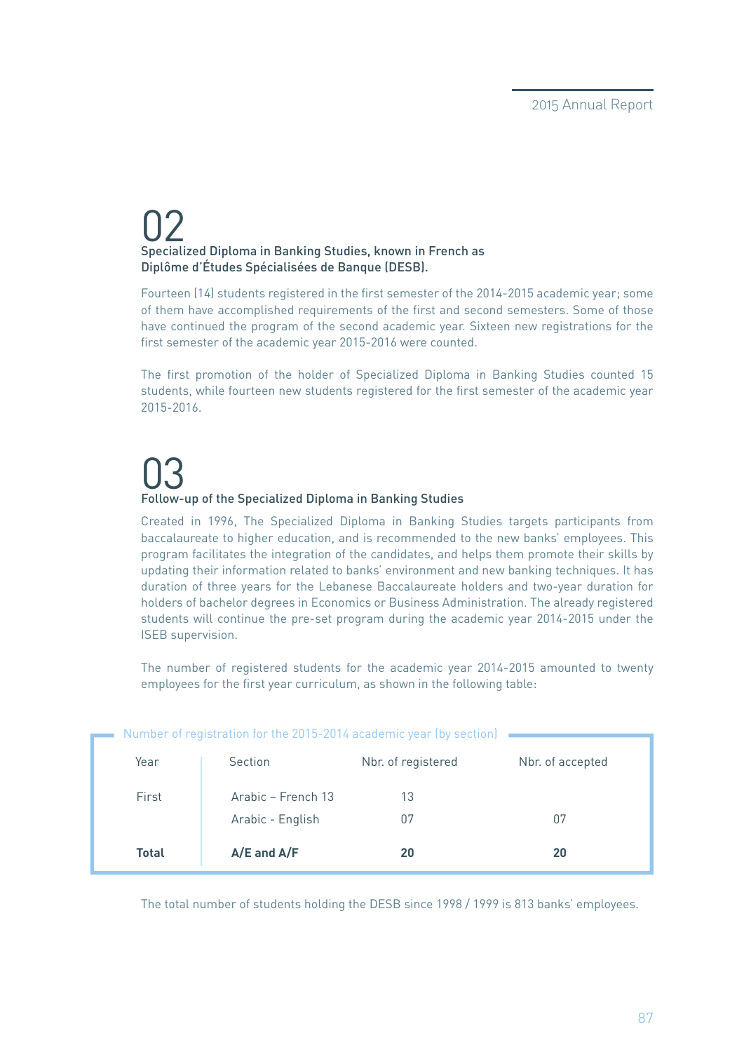## 02

### Specialized Diploma in Banking Studies, known in French as Diplôme d'Études Spécialisées de Banque (DESB).

Fourteen (14) students registered in the first semester of the 2014-2015 academic year; some of them have accomplished requirements of the first and second semesters. Some of those have continued the program of the second academic year. Sixteen new registrations for the first semester of the academic year 2015-2016 were counted.

The first promotion of the holder of Specialized Diploma in Banking Studies counted 15 students, while fourteen new students registered for the first semester of the academic year 2015-2016.

## 03

### Follow-up of the Specialized Diploma in Banking Studies

Created in 1996, The Specialized Diploma in Banking Studies targets participants from baccalaureate to higher education, and is recommended to the new banks' employees. This program facilitates the integration of the candidates, and helps them promote their skills by updating their information related to banks' environment and new banking techniques. It has duration of three years for the Lebanese Baccalaureate holders and two-year duration for holders of bachelor degrees in Economics or Business Administration. The already registered students will continue the pre-set program during the academic year 2014-2015 under the ISEB supervision.

The number of registered students for the academic year 2014-2015 amounted to twenty employees for the first year curriculum, as shown in the following table:

Number of registration for the 2015-2014 academic year (by section)

| Year | Section | Nbr. of registered | Nbr. of accepted |
|---|---|---|---|
| First | Arabic – French 13 | 13 | |
| | Arabic - English | 07 | 07 |
| **Total** | **A/E and A/F** | **20** | **20** |

The total number of students holding the DESB since 1998 / 1999 is 813 banks' employees.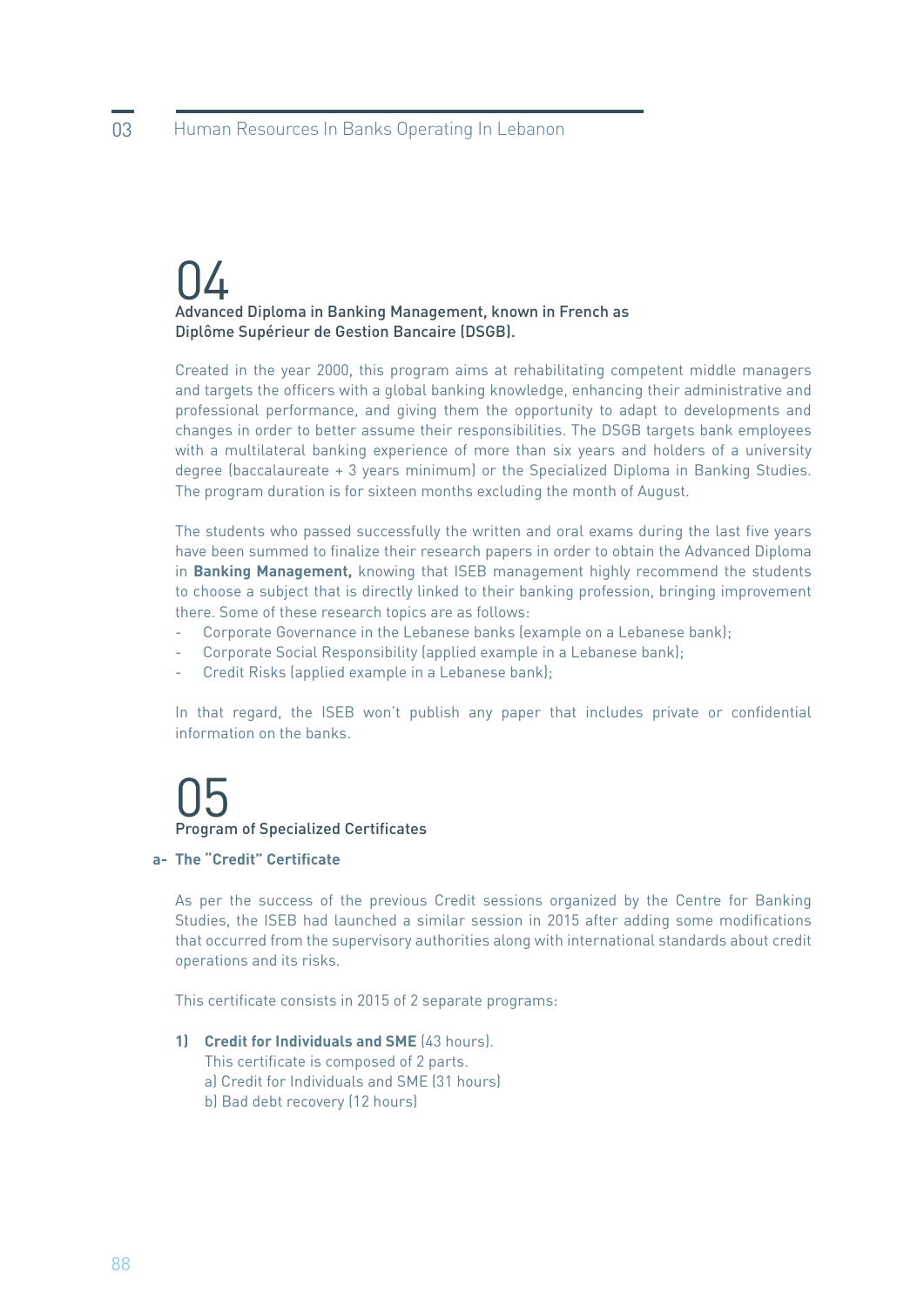## 04

### Advanced Diploma in Banking Management, known in French as Diplôme Supérieur de Gestion Bancaire (DSGB).

Created in the year 2000, this program aims at rehabilitating competent middle managers and targets the officers with a global banking knowledge, enhancing their administrative and professional performance, and giving them the opportunity to adapt to developments and changes in order to better assume their responsibilities. The DSGB targets bank employees with a multilateral banking experience of more than six years and holders of a university degree (baccalaureate + 3 years minimum) or the Specialized Diploma in Banking Studies. The program duration is for sixteen months excluding the month of August.

The students who passed successfully the written and oral exams during the last five years have been summed to finalize their research papers in order to obtain the Advanced Diploma in **Banking Management,** knowing that ISEB management highly recommend the students to choose a subject that is directly linked to their banking profession, bringing improvement there. Some of these research topics are as follows:

- Corporate Governance in the Lebanese banks (example on a Lebanese bank);
- Corporate Social Responsibility (applied example in a Lebanese bank);
- Credit Risks (applied example in a Lebanese bank);

In that regard, the ISEB won't publish any paper that includes private or confidential information on the banks.

## 05

### Program of Specialized Certificates

**a- The "Credit" Certificate**

As per the success of the previous Credit sessions organized by the Centre for Banking Studies, the ISEB had launched a similar session in 2015 after adding some modifications that occurred from the supervisory authorities along with international standards about credit operations and its risks.

This certificate consists in 2015 of 2 separate programs:

**1) Credit for Individuals and SME** (43 hours).
This certificate is composed of 2 parts.
a) Credit for Individuals and SME (31 hours)
b) Bad debt recovery (12 hours)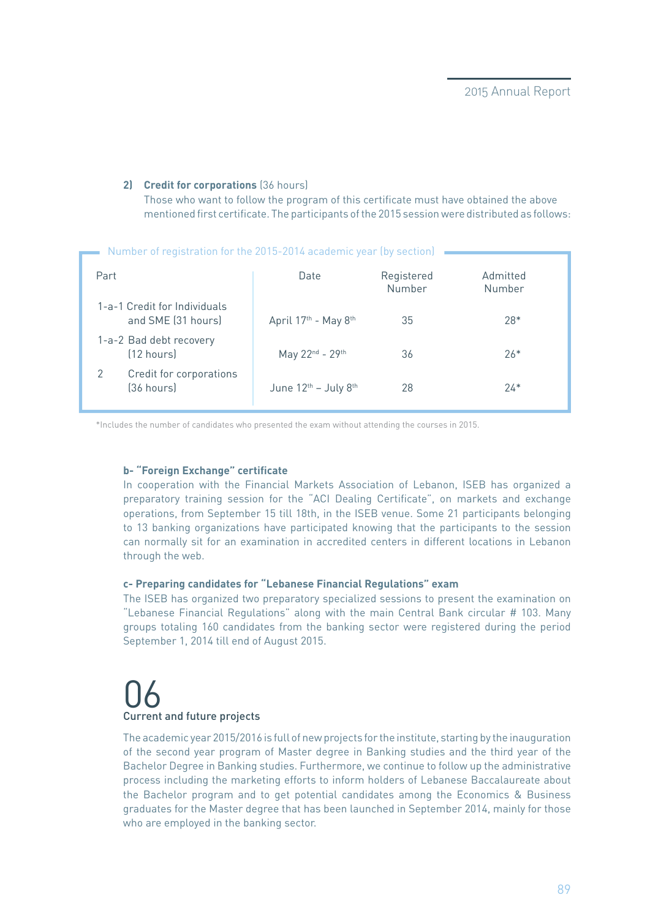**2) Credit for corporations** (36 hours)

Those who want to follow the program of this certificate must have obtained the above mentioned first certificate. The participants of the 2015 session were distributed as follows:

Number of registration for the 2015-2014 academic year (by section)

| Part | Date | Registered Number | Admitted Number |
|---|---|---|---|
| 1-a-1 Credit for Individuals and SME (31 hours) | April 17th - May 8th | 35 | 28* |
| 1-a-2 Bad debt recovery (12 hours) | May 22nd - 29th | 36 | 26* |
| 2 Credit for corporations (36 hours) | June 12th – July 8th | 28 | 24* |

*Includes the number of candidates who presented the exam without attending the courses in 2015.

**b- "Foreign Exchange" certificate**

In cooperation with the Financial Markets Association of Lebanon, ISEB has organized a preparatory training session for the "ACI Dealing Certificate", on markets and exchange operations, from September 15 till 18th, in the ISEB venue. Some 21 participants belonging to 13 banking organizations have participated knowing that the participants to the session can normally sit for an examination in accredited centers in different locations in Lebanon through the web.

**c- Preparing candidates for "Lebanese Financial Regulations" exam**

The ISEB has organized two preparatory specialized sessions to present the examination on "Lebanese Financial Regulations" along with the main Central Bank circular # 103. Many groups totaling 160 candidates from the banking sector were registered during the period September 1, 2014 till end of August 2015.

# 06
## Current and future projects

The academic year 2015/2016 is full of new projects for the institute, starting by the inauguration of the second year program of Master degree in Banking studies and the third year of the Bachelor Degree in Banking studies. Furthermore, we continue to follow up the administrative process including the marketing efforts to inform holders of Lebanese Baccalaureate about the Bachelor program and to get potential candidates among the Economics & Business graduates for the Master degree that has been launched in September 2014, mainly for those who are employed in the banking sector.